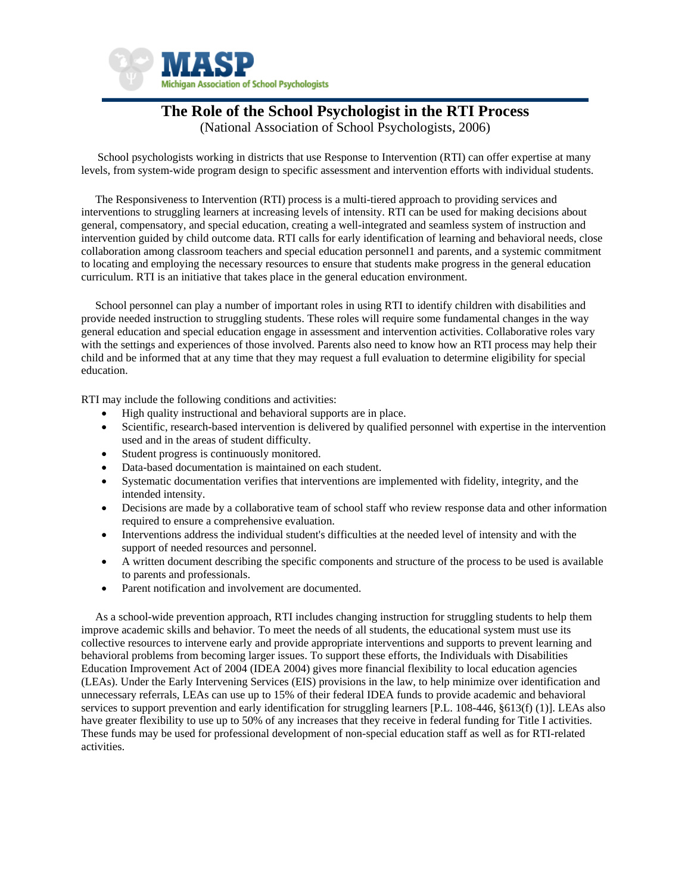MASP
Michigan Association of School Psychologists

# The Role of the School Psychologist in the RTI Process

(National Association of School Psychologists, 2006)

School psychologists working in districts that use Response to Intervention (RTI) can offer expertise at many levels, from system-wide program design to specific assessment and intervention efforts with individual students.

The Responsiveness to Intervention (RTI) process is a multi-tiered approach to providing services and interventions to struggling learners at increasing levels of intensity. RTI can be used for making decisions about general, compensatory, and special education, creating a well-integrated and seamless system of instruction and intervention guided by child outcome data. RTI calls for early identification of learning and behavioral needs, close collaboration among classroom teachers and special education personnel1 and parents, and a systemic commitment to locating and employing the necessary resources to ensure that students make progress in the general education curriculum. RTI is an initiative that takes place in the general education environment.

School personnel can play a number of important roles in using RTI to identify children with disabilities and provide needed instruction to struggling students. These roles will require some fundamental changes in the way general education and special education engage in assessment and intervention activities. Collaborative roles vary with the settings and experiences of those involved. Parents also need to know how an RTI process may help their child and be informed that at any time that they may request a full evaluation to determine eligibility for special education.

RTI may include the following conditions and activities:

- High quality instructional and behavioral supports are in place.
- Scientific, research-based intervention is delivered by qualified personnel with expertise in the intervention used and in the areas of student difficulty.
- Student progress is continuously monitored.
- Data-based documentation is maintained on each student.
- Systematic documentation verifies that interventions are implemented with fidelity, integrity, and the intended intensity.
- Decisions are made by a collaborative team of school staff who review response data and other information required to ensure a comprehensive evaluation.
- Interventions address the individual student's difficulties at the needed level of intensity and with the support of needed resources and personnel.
- A written document describing the specific components and structure of the process to be used is available to parents and professionals.
- Parent notification and involvement are documented.

As a school-wide prevention approach, RTI includes changing instruction for struggling students to help them improve academic skills and behavior. To meet the needs of all students, the educational system must use its collective resources to intervene early and provide appropriate interventions and supports to prevent learning and behavioral problems from becoming larger issues. To support these efforts, the Individuals with Disabilities Education Improvement Act of 2004 (IDEA 2004) gives more financial flexibility to local education agencies (LEAs). Under the Early Intervening Services (EIS) provisions in the law, to help minimize over identification and unnecessary referrals, LEAs can use up to 15% of their federal IDEA funds to provide academic and behavioral services to support prevention and early identification for struggling learners [P.L. 108-446, §613(f) (1)]. LEAs also have greater flexibility to use up to 50% of any increases that they receive in federal funding for Title I activities. These funds may be used for professional development of non-special education staff as well as for RTI-related activities.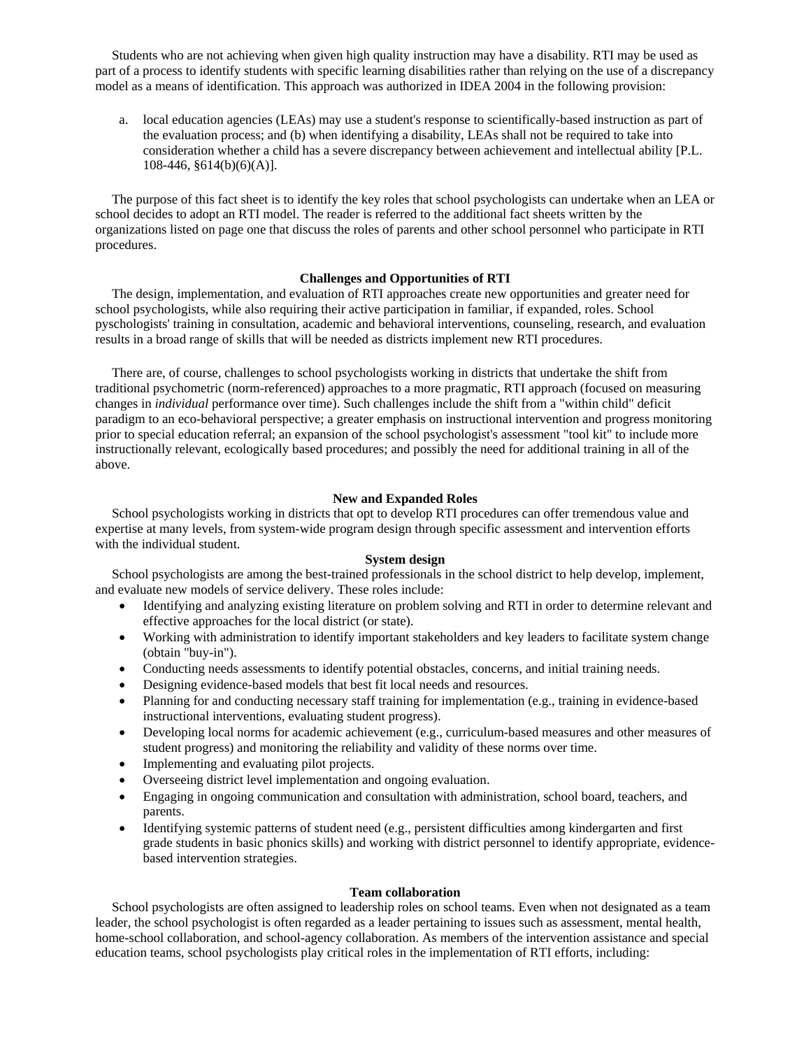Students who are not achieving when given high quality instruction may have a disability. RTI may be used as part of a process to identify students with specific learning disabilities rather than relying on the use of a discrepancy model as a means of identification. This approach was authorized in IDEA 2004 in the following provision:

a. local education agencies (LEAs) may use a student's response to scientifically-based instruction as part of the evaluation process; and (b) when identifying a disability, LEAs shall not be required to take into consideration whether a child has a severe discrepancy between achievement and intellectual ability [P.L. 108-446, §614(b)(6)(A)].

The purpose of this fact sheet is to identify the key roles that school psychologists can undertake when an LEA or school decides to adopt an RTI model. The reader is referred to the additional fact sheets written by the organizations listed on page one that discuss the roles of parents and other school personnel who participate in RTI procedures.

### Challenges and Opportunities of RTI

The design, implementation, and evaluation of RTI approaches create new opportunities and greater need for school psychologists, while also requiring their active participation in familiar, if expanded, roles. School pyschologists' training in consultation, academic and behavioral interventions, counseling, research, and evaluation results in a broad range of skills that will be needed as districts implement new RTI procedures.

There are, of course, challenges to school psychologists working in districts that undertake the shift from traditional psychometric (norm-referenced) approaches to a more pragmatic, RTI approach (focused on measuring changes in *individual* performance over time). Such challenges include the shift from a "within child" deficit paradigm to an eco-behavioral perspective; a greater emphasis on instructional intervention and progress monitoring prior to special education referral; an expansion of the school psychologist's assessment "tool kit" to include more instructionally relevant, ecologically based procedures; and possibly the need for additional training in all of the above.

### New and Expanded Roles

School psychologists working in districts that opt to develop RTI procedures can offer tremendous value and expertise at many levels, from system-wide program design through specific assessment and intervention efforts with the individual student.

#### System design

School psychologists are among the best-trained professionals in the school district to help develop, implement, and evaluate new models of service delivery. These roles include:

- Identifying and analyzing existing literature on problem solving and RTI in order to determine relevant and effective approaches for the local district (or state).
- Working with administration to identify important stakeholders and key leaders to facilitate system change (obtain "buy-in").
- Conducting needs assessments to identify potential obstacles, concerns, and initial training needs.
- Designing evidence-based models that best fit local needs and resources.
- Planning for and conducting necessary staff training for implementation (e.g., training in evidence-based instructional interventions, evaluating student progress).
- Developing local norms for academic achievement (e.g., curriculum-based measures and other measures of student progress) and monitoring the reliability and validity of these norms over time.
- Implementing and evaluating pilot projects.
- Overseeing district level implementation and ongoing evaluation.
- Engaging in ongoing communication and consultation with administration, school board, teachers, and parents.
- Identifying systemic patterns of student need (e.g., persistent difficulties among kindergarten and first grade students in basic phonics skills) and working with district personnel to identify appropriate, evidence-based intervention strategies.

#### Team collaboration

School psychologists are often assigned to leadership roles on school teams. Even when not designated as a team leader, the school psychologist is often regarded as a leader pertaining to issues such as assessment, mental health, home-school collaboration, and school-agency collaboration. As members of the intervention assistance and special education teams, school psychologists play critical roles in the implementation of RTI efforts, including: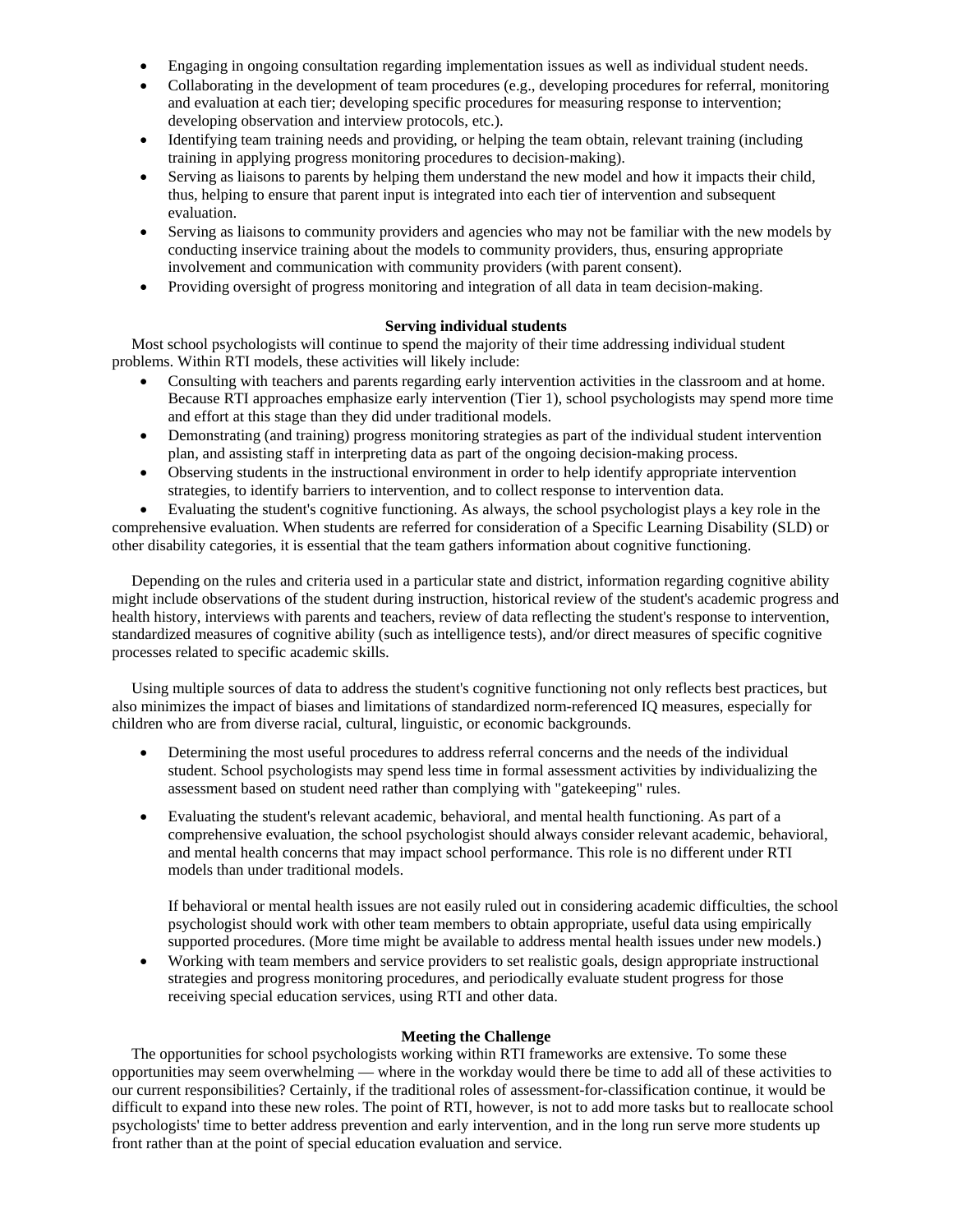- Engaging in ongoing consultation regarding implementation issues as well as individual student needs.
- Collaborating in the development of team procedures (e.g., developing procedures for referral, monitoring and evaluation at each tier; developing specific procedures for measuring response to intervention; developing observation and interview protocols, etc.).
- Identifying team training needs and providing, or helping the team obtain, relevant training (including training in applying progress monitoring procedures to decision-making).
- Serving as liaisons to parents by helping them understand the new model and how it impacts their child, thus, helping to ensure that parent input is integrated into each tier of intervention and subsequent evaluation.
- Serving as liaisons to community providers and agencies who may not be familiar with the new models by conducting inservice training about the models to community providers, thus, ensuring appropriate involvement and communication with community providers (with parent consent).
- Providing oversight of progress monitoring and integration of all data in team decision-making.

### Serving individual students

Most school psychologists will continue to spend the majority of their time addressing individual student problems. Within RTI models, these activities will likely include:

- Consulting with teachers and parents regarding early intervention activities in the classroom and at home. Because RTI approaches emphasize early intervention (Tier 1), school psychologists may spend more time and effort at this stage than they did under traditional models.
- Demonstrating (and training) progress monitoring strategies as part of the individual student intervention plan, and assisting staff in interpreting data as part of the ongoing decision-making process.
- Observing students in the instructional environment in order to help identify appropriate intervention strategies, to identify barriers to intervention, and to collect response to intervention data.
- Evaluating the student's cognitive functioning. As always, the school psychologist plays a key role in the comprehensive evaluation. When students are referred for consideration of a Specific Learning Disability (SLD) or other disability categories, it is essential that the team gathers information about cognitive functioning.

Depending on the rules and criteria used in a particular state and district, information regarding cognitive ability might include observations of the student during instruction, historical review of the student's academic progress and health history, interviews with parents and teachers, review of data reflecting the student's response to intervention, standardized measures of cognitive ability (such as intelligence tests), and/or direct measures of specific cognitive processes related to specific academic skills.

Using multiple sources of data to address the student's cognitive functioning not only reflects best practices, but also minimizes the impact of biases and limitations of standardized norm-referenced IQ measures, especially for children who are from diverse racial, cultural, linguistic, or economic backgrounds.

- Determining the most useful procedures to address referral concerns and the needs of the individual student. School psychologists may spend less time in formal assessment activities by individualizing the assessment based on student need rather than complying with "gatekeeping" rules.
- Evaluating the student's relevant academic, behavioral, and mental health functioning. As part of a comprehensive evaluation, the school psychologist should always consider relevant academic, behavioral, and mental health concerns that may impact school performance. This role is no different under RTI models than under traditional models.

  If behavioral or mental health issues are not easily ruled out in considering academic difficulties, the school psychologist should work with other team members to obtain appropriate, useful data using empirically supported procedures. (More time might be available to address mental health issues under new models.)
- Working with team members and service providers to set realistic goals, design appropriate instructional strategies and progress monitoring procedures, and periodically evaluate student progress for those receiving special education services, using RTI and other data.

### Meeting the Challenge

The opportunities for school psychologists working within RTI frameworks are extensive. To some these opportunities may seem overwhelming — where in the workday would there be time to add all of these activities to our current responsibilities? Certainly, if the traditional roles of assessment-for-classification continue, it would be difficult to expand into these new roles. The point of RTI, however, is not to add more tasks but to reallocate school psychologists' time to better address prevention and early intervention, and in the long run serve more students up front rather than at the point of special education evaluation and service.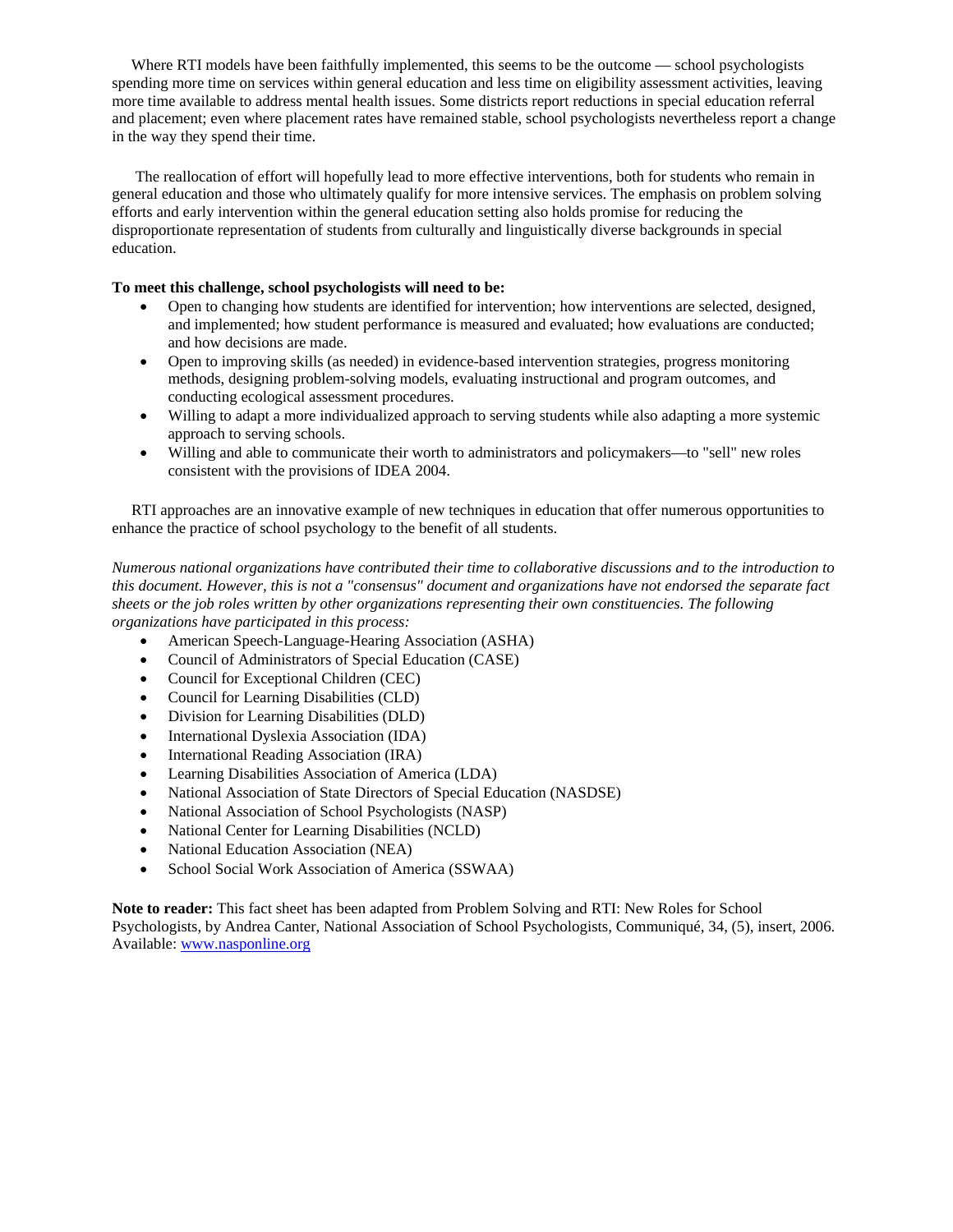Where RTI models have been faithfully implemented, this seems to be the outcome — school psychologists spending more time on services within general education and less time on eligibility assessment activities, leaving more time available to address mental health issues. Some districts report reductions in special education referral and placement; even where placement rates have remained stable, school psychologists nevertheless report a change in the way they spend their time.

The reallocation of effort will hopefully lead to more effective interventions, both for students who remain in general education and those who ultimately qualify for more intensive services. The emphasis on problem solving efforts and early intervention within the general education setting also holds promise for reducing the disproportionate representation of students from culturally and linguistically diverse backgrounds in special education.

**To meet this challenge, school psychologists will need to be:**

- Open to changing how students are identified for intervention; how interventions are selected, designed, and implemented; how student performance is measured and evaluated; how evaluations are conducted; and how decisions are made.
- Open to improving skills (as needed) in evidence-based intervention strategies, progress monitoring methods, designing problem-solving models, evaluating instructional and program outcomes, and conducting ecological assessment procedures.
- Willing to adapt a more individualized approach to serving students while also adapting a more systemic approach to serving schools.
- Willing and able to communicate their worth to administrators and policymakers—to "sell" new roles consistent with the provisions of IDEA 2004.

RTI approaches are an innovative example of new techniques in education that offer numerous opportunities to enhance the practice of school psychology to the benefit of all students.

*Numerous national organizations have contributed their time to collaborative discussions and to the introduction to this document. However, this is not a "consensus" document and organizations have not endorsed the separate fact sheets or the job roles written by other organizations representing their own constituencies. The following organizations have participated in this process:*

- American Speech-Language-Hearing Association (ASHA)
- Council of Administrators of Special Education (CASE)
- Council for Exceptional Children (CEC)
- Council for Learning Disabilities (CLD)
- Division for Learning Disabilities (DLD)
- International Dyslexia Association (IDA)
- International Reading Association (IRA)
- Learning Disabilities Association of America (LDA)
- National Association of State Directors of Special Education (NASDSE)
- National Association of School Psychologists (NASP)
- National Center for Learning Disabilities (NCLD)
- National Education Association (NEA)
- School Social Work Association of America (SSWAA)

**Note to reader:** This fact sheet has been adapted from Problem Solving and RTI: New Roles for School Psychologists, by Andrea Canter, National Association of School Psychologists, Communiqué, 34, (5), insert, 2006. Available: [www.nasponline.org](http://www.nasponline.org)